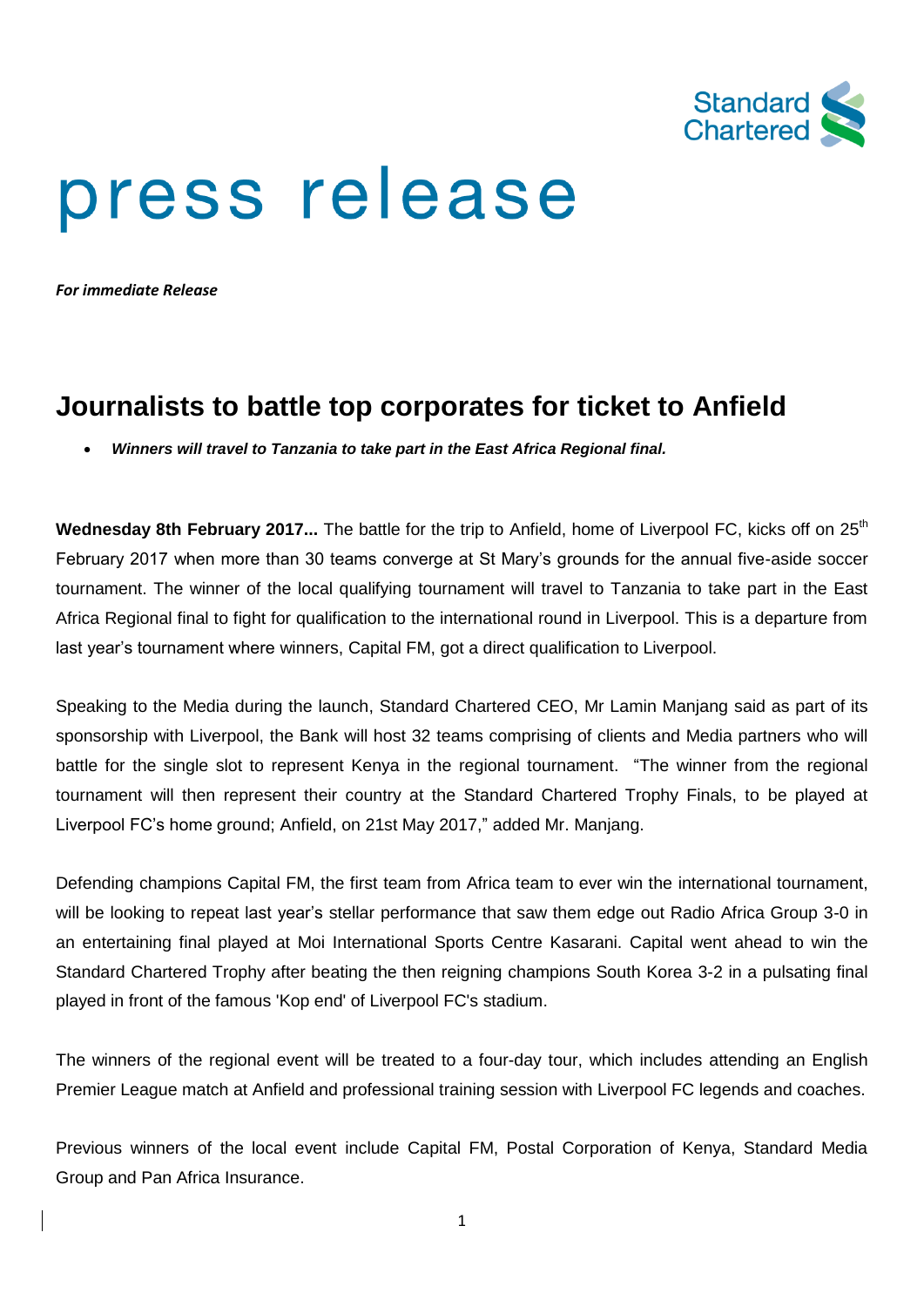# press release

***For immediate Release***

## Journalists to battle top corporates for ticket to Anfield

- ***Winners will travel to Tanzania to take part in the East Africa Regional final.***

**Wednesday 8th February 2017...** The battle for the trip to Anfield, home of Liverpool FC, kicks off on 25th February 2017 when more than 30 teams converge at St Mary's grounds for the annual five-aside soccer tournament. The winner of the local qualifying tournament will travel to Tanzania to take part in the East Africa Regional final to fight for qualification to the international round in Liverpool. This is a departure from last year's tournament where winners, Capital FM, got a direct qualification to Liverpool.

Speaking to the Media during the launch, Standard Chartered CEO, Mr Lamin Manjang said as part of its sponsorship with Liverpool, the Bank will host 32 teams comprising of clients and Media partners who will battle for the single slot to represent Kenya in the regional tournament. "The winner from the regional tournament will then represent their country at the Standard Chartered Trophy Finals, to be played at Liverpool FC's home ground; Anfield, on 21st May 2017," added Mr. Manjang.

Defending champions Capital FM, the first team from Africa team to ever win the international tournament, will be looking to repeat last year's stellar performance that saw them edge out Radio Africa Group 3-0 in an entertaining final played at Moi International Sports Centre Kasarani. Capital went ahead to win the Standard Chartered Trophy after beating the then reigning champions South Korea 3-2 in a pulsating final played in front of the famous 'Kop end' of Liverpool FC's stadium.

The winners of the regional event will be treated to a four-day tour, which includes attending an English Premier League match at Anfield and professional training session with Liverpool FC legends and coaches.

Previous winners of the local event include Capital FM, Postal Corporation of Kenya, Standard Media Group and Pan Africa Insurance.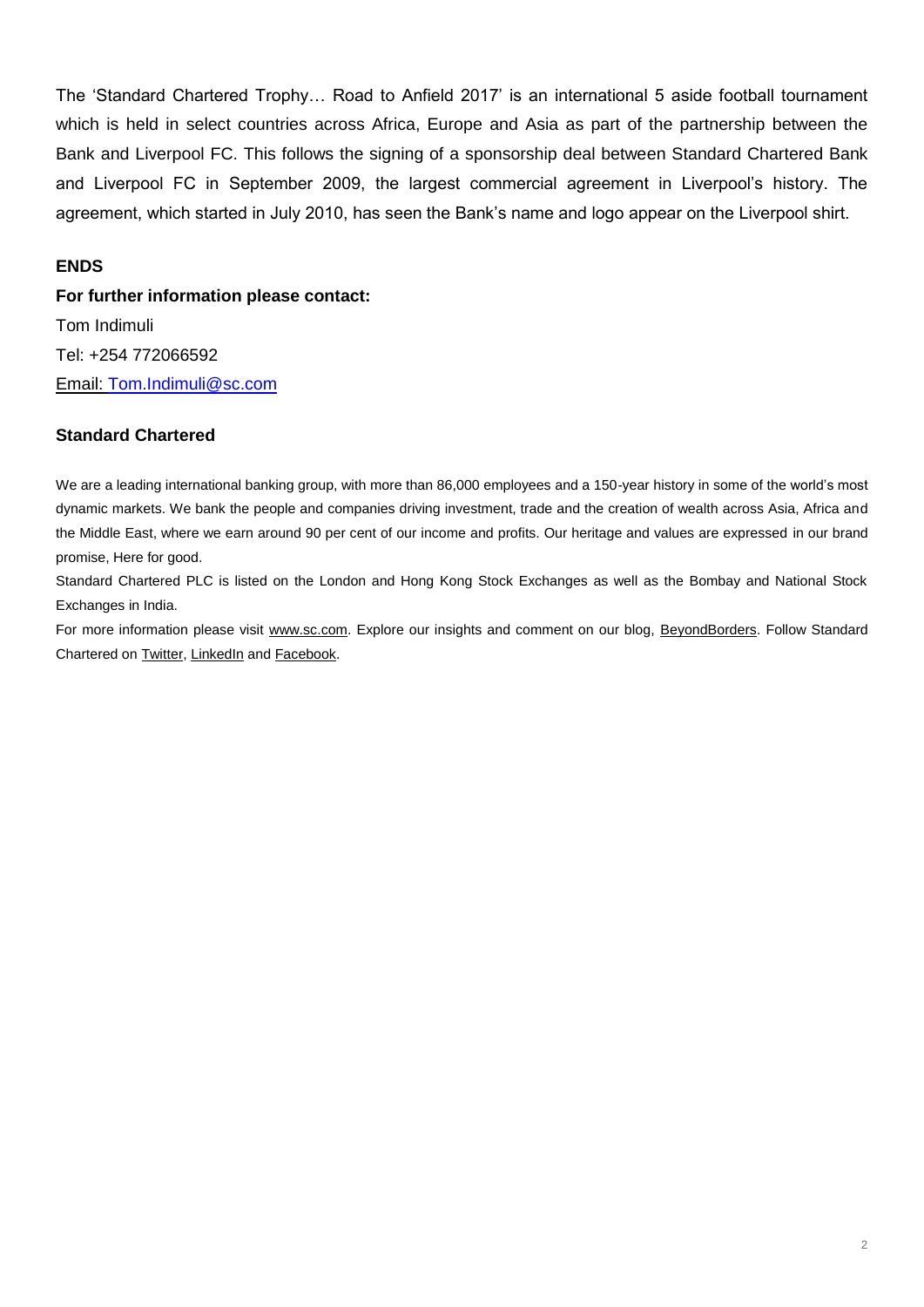The 'Standard Chartered Trophy… Road to Anfield 2017' is an international 5 aside football tournament which is held in select countries across Africa, Europe and Asia as part of the partnership between the Bank and Liverpool FC. This follows the signing of a sponsorship deal between Standard Chartered Bank and Liverpool FC in September 2009, the largest commercial agreement in Liverpool's history. The agreement, which started in July 2010, has seen the Bank's name and logo appear on the Liverpool shirt.

**ENDS**

**For further information please contact:**

Tom Indimuli

Tel: +254 772066592

Email: Tom.Indimuli@sc.com

**Standard Chartered**

We are a leading international banking group, with more than 86,000 employees and a 150-year history in some of the world's most dynamic markets. We bank the people and companies driving investment, trade and the creation of wealth across Asia, Africa and the Middle East, where we earn around 90 per cent of our income and profits. Our heritage and values are expressed in our brand promise, Here for good.

Standard Chartered PLC is listed on the London and Hong Kong Stock Exchanges as well as the Bombay and National Stock Exchanges in India.

For more information please visit www.sc.com. Explore our insights and comment on our blog, BeyondBorders. Follow Standard Chartered on Twitter, LinkedIn and Facebook.